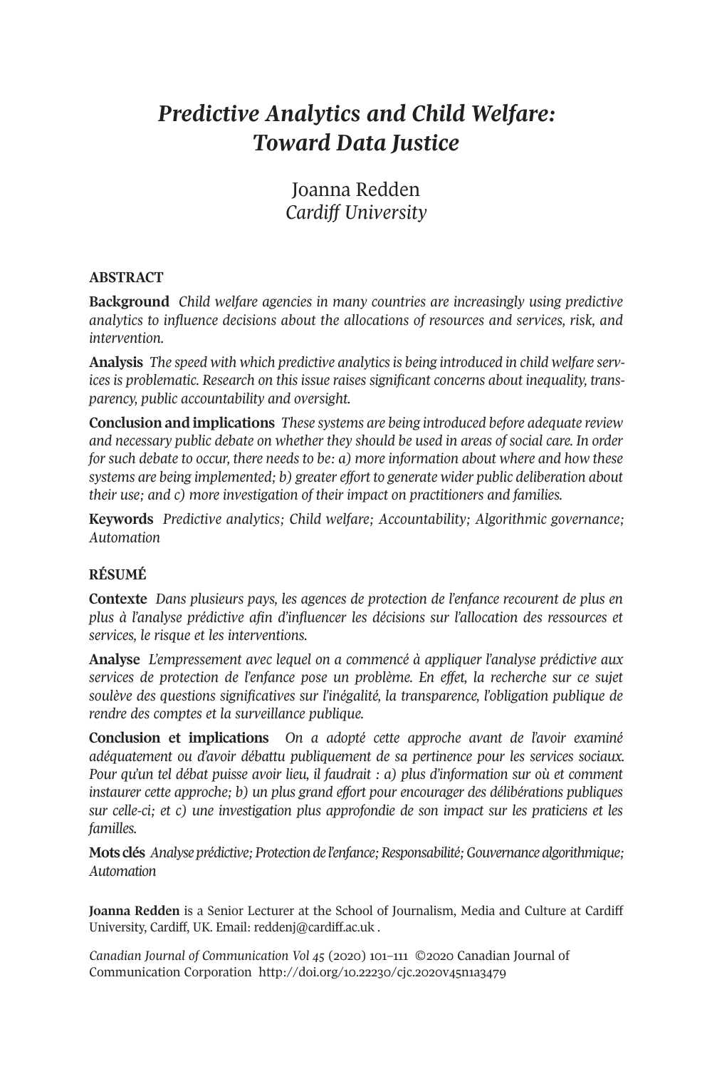# *Predictive Analytics and Child Welfare: Toward Data Justice*

Joanna Redden
*Cardiff University*

## ABSTRACT

**Background** *Child welfare agencies in many countries are increasingly using predictive analytics to influence decisions about the allocations of resources and services, risk, and intervention.*

**Analysis** *The speed with which predictive analytics is being introduced in child welfare services is problematic. Research on this issue raises significant concerns about inequality, transparency, public accountability and oversight.*

**Conclusion and implications** *These systems are being introduced before adequate review and necessary public debate on whether they should be used in areas of social care. In order for such debate to occur, there needs to be: a) more information about where and how these systems are being implemented; b) greater effort to generate wider public deliberation about their use; and c) more investigation of their impact on practitioners and families.*

**Keywords** *Predictive analytics; Child welfare; Accountability; Algorithmic governance; Automation*

## RÉSUMÉ

**Contexte** *Dans plusieurs pays, les agences de protection de l'enfance recourent de plus en plus à l'analyse prédictive afin d'influencer les décisions sur l'allocation des ressources et services, le risque et les interventions.*

**Analyse** *L'empressement avec lequel on a commencé à appliquer l'analyse prédictive aux services de protection de l'enfance pose un problème. En effet, la recherche sur ce sujet soulève des questions significatives sur l'inégalité, la transparence, l'obligation publique de rendre des comptes et la surveillance publique.*

**Conclusion et implications** *On a adopté cette approche avant de l'avoir examiné adéquatement ou d'avoir débattu publiquement de sa pertinence pour les services sociaux. Pour qu'un tel débat puisse avoir lieu, il faudrait : a) plus d'information sur où et comment instaurer cette approche; b) un plus grand effort pour encourager des délibérations publiques sur celle-ci; et c) une investigation plus approfondie de son impact sur les praticiens et les familles.*

**Mots clés** *Analyse prédictive; Protection de l'enfance; Responsabilité; Gouvernance algorithmique; Automation*

**Joanna Redden** is a Senior Lecturer at the School of Journalism, Media and Culture at Cardiff University, Cardiff, UK. Email: reddenj@cardiff.ac.uk .

*Canadian Journal of Communication Vol 45* (2020) 101–111 ©2020 Canadian Journal of Communication Corporation http://doi.org/10.22230/cjc.2020v45n1a3479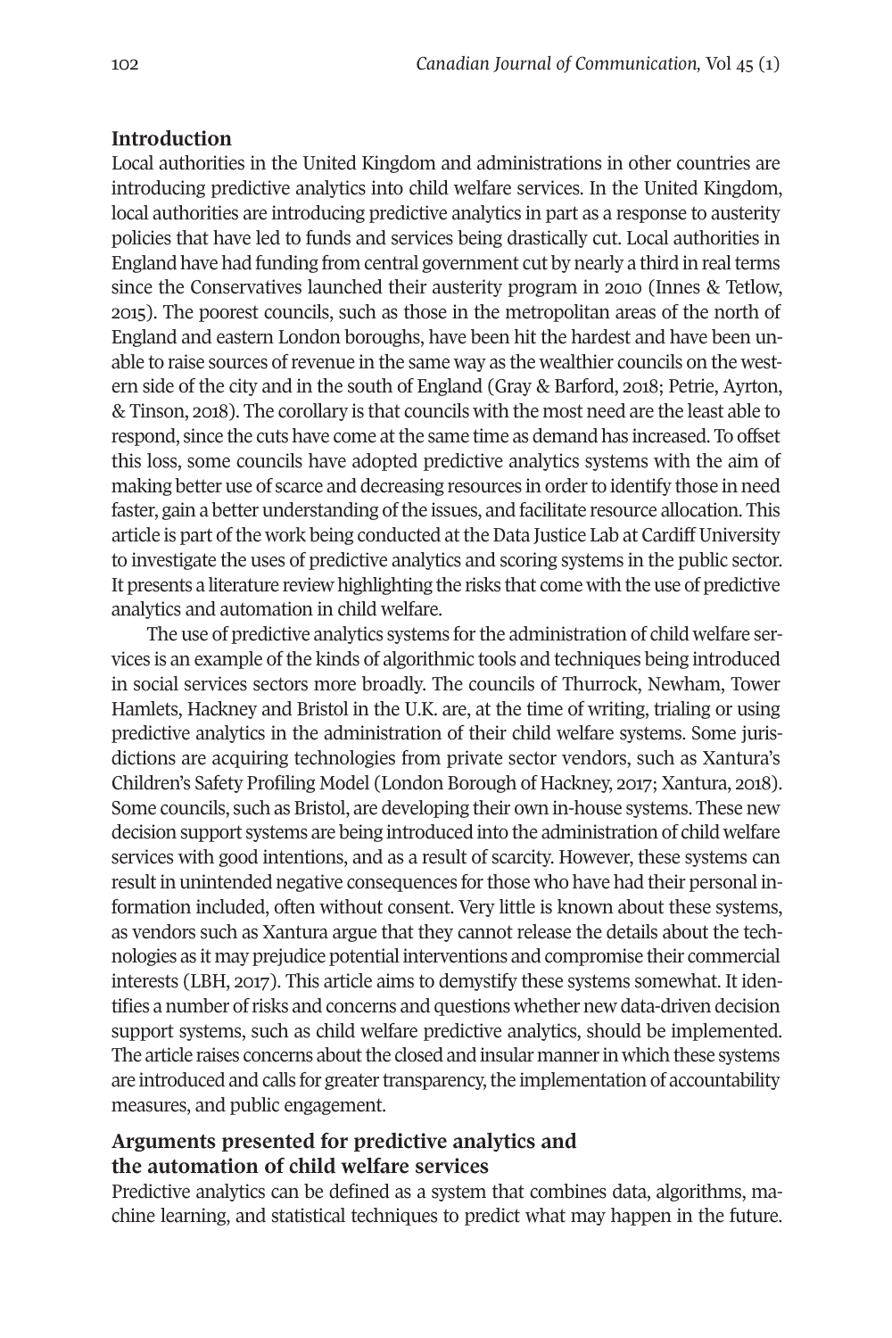## Introduction

Local authorities in the United Kingdom and administrations in other countries are introducing predictive analytics into child welfare services. In the United Kingdom, local authorities are introducing predictive analytics in part as a response to austerity policies that have led to funds and services being drastically cut. Local authorities in England have had funding from central government cut by nearly a third in real terms since the Conservatives launched their austerity program in 2010 (Innes & Tetlow, 2015). The poorest councils, such as those in the metropolitan areas of the north of England and eastern London boroughs, have been hit the hardest and have been unable to raise sources of revenue in the same way as the wealthier councils on the western side of the city and in the south of England (Gray & Barford, 2018; Petrie, Ayrton, & Tinson, 2018). The corollary is that councils with the most need are the least able to respond, since the cuts have come at the same time as demand has increased. To offset this loss, some councils have adopted predictive analytics systems with the aim of making better use of scarce and decreasing resources in order to identify those in need faster, gain a better understanding of the issues, and facilitate resource allocation. This article is part of the work being conducted at the Data Justice Lab at Cardiff University to investigate the uses of predictive analytics and scoring systems in the public sector. It presents a literature review highlighting the risks that come with the use of predictive analytics and automation in child welfare.

The use of predictive analytics systems for the administration of child welfare services is an example of the kinds of algorithmic tools and techniques being introduced in social services sectors more broadly. The councils of Thurrock, Newham, Tower Hamlets, Hackney and Bristol in the U.K. are, at the time of writing, trialing or using predictive analytics in the administration of their child welfare systems. Some jurisdictions are acquiring technologies from private sector vendors, such as Xantura's Children's Safety Profiling Model (London Borough of Hackney, 2017; Xantura, 2018). Some councils, such as Bristol, are developing their own in-house systems. These new decision support systems are being introduced into the administration of child welfare services with good intentions, and as a result of scarcity. However, these systems can result in unintended negative consequences for those who have had their personal information included, often without consent. Very little is known about these systems, as vendors such as Xantura argue that they cannot release the details about the technologies as it may prejudice potential interventions and compromise their commercial interests (LBH, 2017). This article aims to demystify these systems somewhat. It identifies a number of risks and concerns and questions whether new data-driven decision support systems, such as child welfare predictive analytics, should be implemented. The article raises concerns about the closed and insular manner in which these systems are introduced and calls for greater transparency, the implementation of accountability measures, and public engagement.

## Arguments presented for predictive analytics and the automation of child welfare services

Predictive analytics can be defined as a system that combines data, algorithms, machine learning, and statistical techniques to predict what may happen in the future.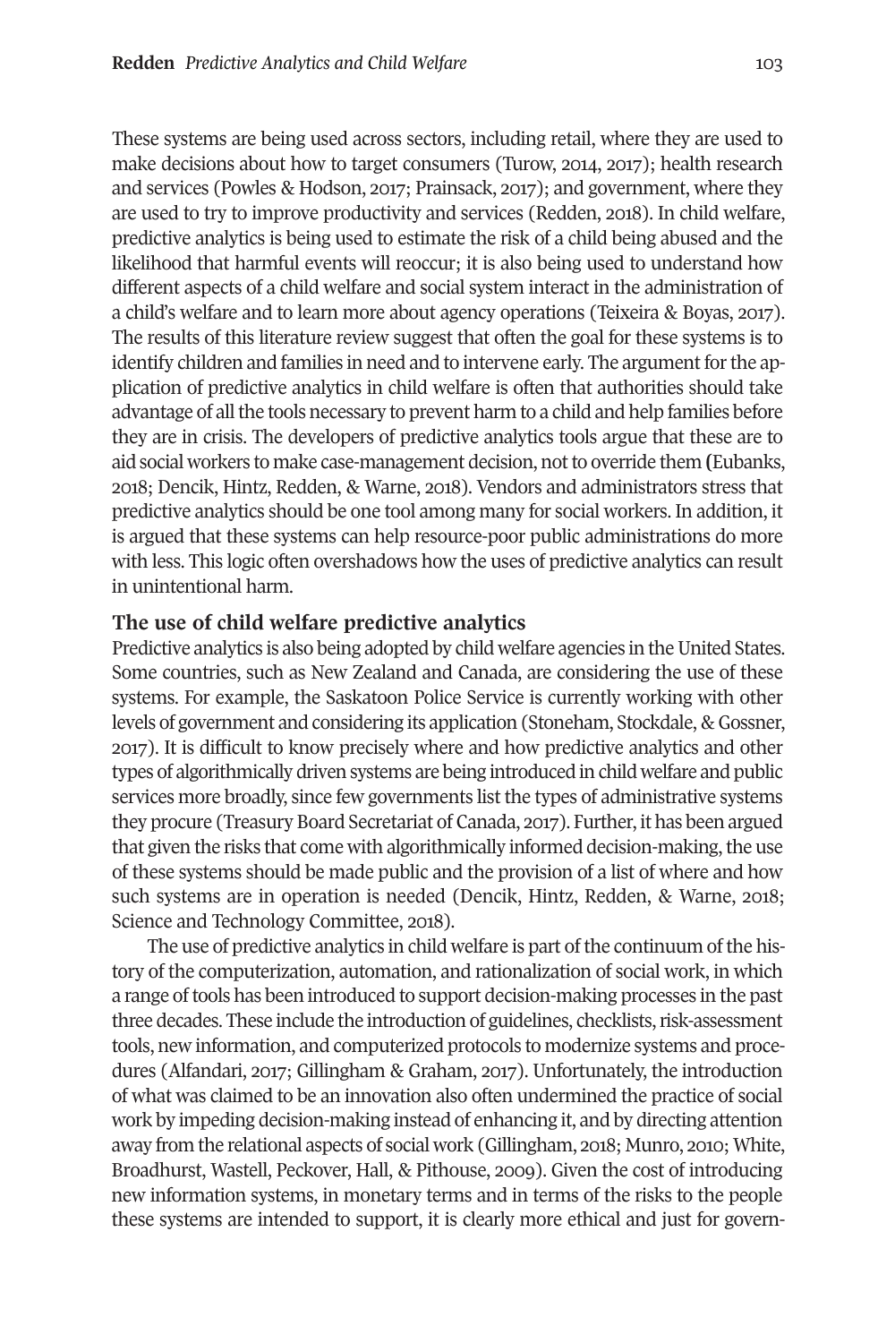These systems are being used across sectors, including retail, where they are used to make decisions about how to target consumers (Turow, 2014, 2017); health research and services (Powles & Hodson, 2017; Prainsack, 2017); and government, where they are used to try to improve productivity and services (Redden, 2018). In child welfare, predictive analytics is being used to estimate the risk of a child being abused and the likelihood that harmful events will reoccur; it is also being used to understand how different aspects of a child welfare and social system interact in the administration of a child's welfare and to learn more about agency operations (Teixeira & Boyas, 2017). The results of this literature review suggest that often the goal for these systems is to identify children and families in need and to intervene early. The argument for the application of predictive analytics in child welfare is often that authorities should take advantage of all the tools necessary to prevent harm to a child and help families before they are in crisis. The developers of predictive analytics tools argue that these are to aid social workers to make case-management decision, not to override them **(**Eubanks, 2018; Dencik, Hintz, Redden, & Warne, 2018). Vendors and administrators stress that predictive analytics should be one tool among many for social workers. In addition, it is argued that these systems can help resource-poor public administrations do more with less. This logic often overshadows how the uses of predictive analytics can result in unintentional harm.

## The use of child welfare predictive analytics

Predictive analytics is also being adopted by child welfare agencies in the United States. Some countries, such as New Zealand and Canada, are considering the use of these systems. For example, the Saskatoon Police Service is currently working with other levels of government and considering its application (Stoneham, Stockdale, & Gossner, 2017). It is difficult to know precisely where and how predictive analytics and other types of algorithmically driven systems are being introduced in child welfare and public services more broadly, since few governments list the types of administrative systems they procure (Treasury Board Secretariat of Canada, 2017). Further, it has been argued that given the risks that come with algorithmically informed decision-making, the use of these systems should be made public and the provision of a list of where and how such systems are in operation is needed (Dencik, Hintz, Redden, & Warne, 2018; Science and Technology Committee, 2018).

The use of predictive analytics in child welfare is part of the continuum of the history of the computerization, automation, and rationalization of social work, in which a range of tools has been introduced to support decision-making processes in the past three decades. These include the introduction of guidelines, checklists, risk-assessment tools, new information, and computerized protocols to modernize systems and procedures (Alfandari, 2017; Gillingham & Graham, 2017). Unfortunately, the introduction of what was claimed to be an innovation also often undermined the practice of social work by impeding decision-making instead of enhancing it, and by directing attention away from the relational aspects of social work (Gillingham, 2018; Munro, 2010; White, Broadhurst, Wastell, Peckover, Hall, & Pithouse, 2009). Given the cost of introducing new information systems, in monetary terms and in terms of the risks to the people these systems are intended to support, it is clearly more ethical and just for govern-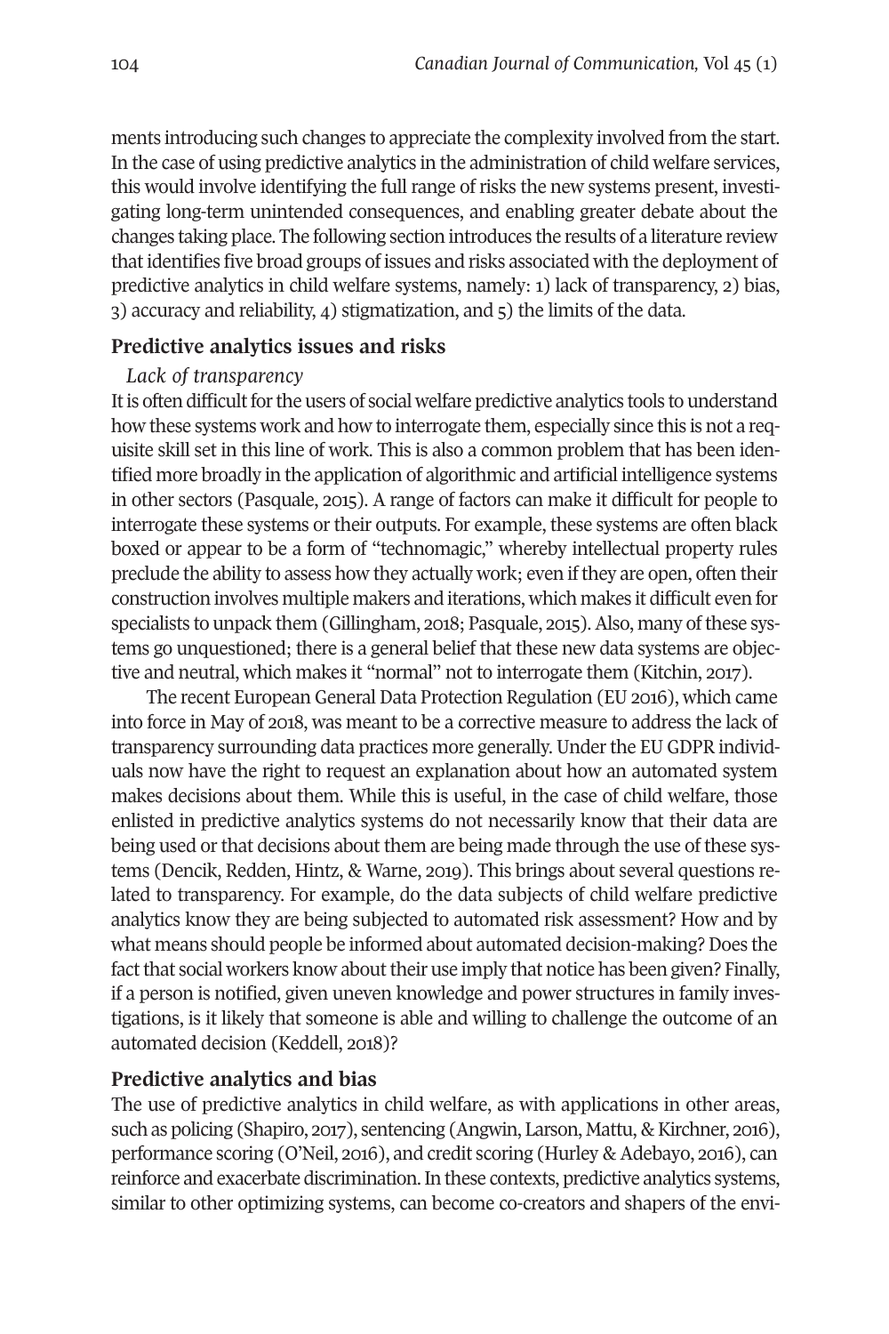ments introducing such changes to appreciate the complexity involved from the start. In the case of using predictive analytics in the administration of child welfare services, this would involve identifying the full range of risks the new systems present, investigating long-term unintended consequences, and enabling greater debate about the changes taking place. The following section introduces the results of a literature review that identifies five broad groups of issues and risks associated with the deployment of predictive analytics in child welfare systems, namely: 1) lack of transparency, 2) bias, 3) accuracy and reliability, 4) stigmatization, and 5) the limits of the data.

## Predictive analytics issues and risks

### *Lack of transparency*

It is often difficult for the users of social welfare predictive analytics tools to understand how these systems work and how to interrogate them, especially since this is not a requisite skill set in this line of work. This is also a common problem that has been identified more broadly in the application of algorithmic and artificial intelligence systems in other sectors (Pasquale, 2015). A range of factors can make it difficult for people to interrogate these systems or their outputs. For example, these systems are often black boxed or appear to be a form of "technomagic," whereby intellectual property rules preclude the ability to assess how they actually work; even if they are open, often their construction involves multiple makers and iterations, which makes it difficult even for specialists to unpack them (Gillingham, 2018; Pasquale, 2015). Also, many of these systems go unquestioned; there is a general belief that these new data systems are objective and neutral, which makes it "normal" not to interrogate them (Kitchin, 2017).

The recent European General Data Protection Regulation (EU 2016), which came into force in May of 2018, was meant to be a corrective measure to address the lack of transparency surrounding data practices more generally. Under the EU GDPR individuals now have the right to request an explanation about how an automated system makes decisions about them. While this is useful, in the case of child welfare, those enlisted in predictive analytics systems do not necessarily know that their data are being used or that decisions about them are being made through the use of these systems (Dencik, Redden, Hintz, & Warne, 2019). This brings about several questions related to transparency. For example, do the data subjects of child welfare predictive analytics know they are being subjected to automated risk assessment? How and by what means should people be informed about automated decision-making? Does the fact that social workers know about their use imply that notice has been given? Finally, if a person is notified, given uneven knowledge and power structures in family investigations, is it likely that someone is able and willing to challenge the outcome of an automated decision (Keddell, 2018)?

## Predictive analytics and bias

The use of predictive analytics in child welfare, as with applications in other areas, such as policing (Shapiro, 2017), sentencing (Angwin, Larson, Mattu, & Kirchner, 2016), performance scoring (O'Neil, 2016), and credit scoring (Hurley & Adebayo, 2016), can reinforce and exacerbate discrimination. In these contexts, predictive analytics systems, similar to other optimizing systems, can become co-creators and shapers of the envi-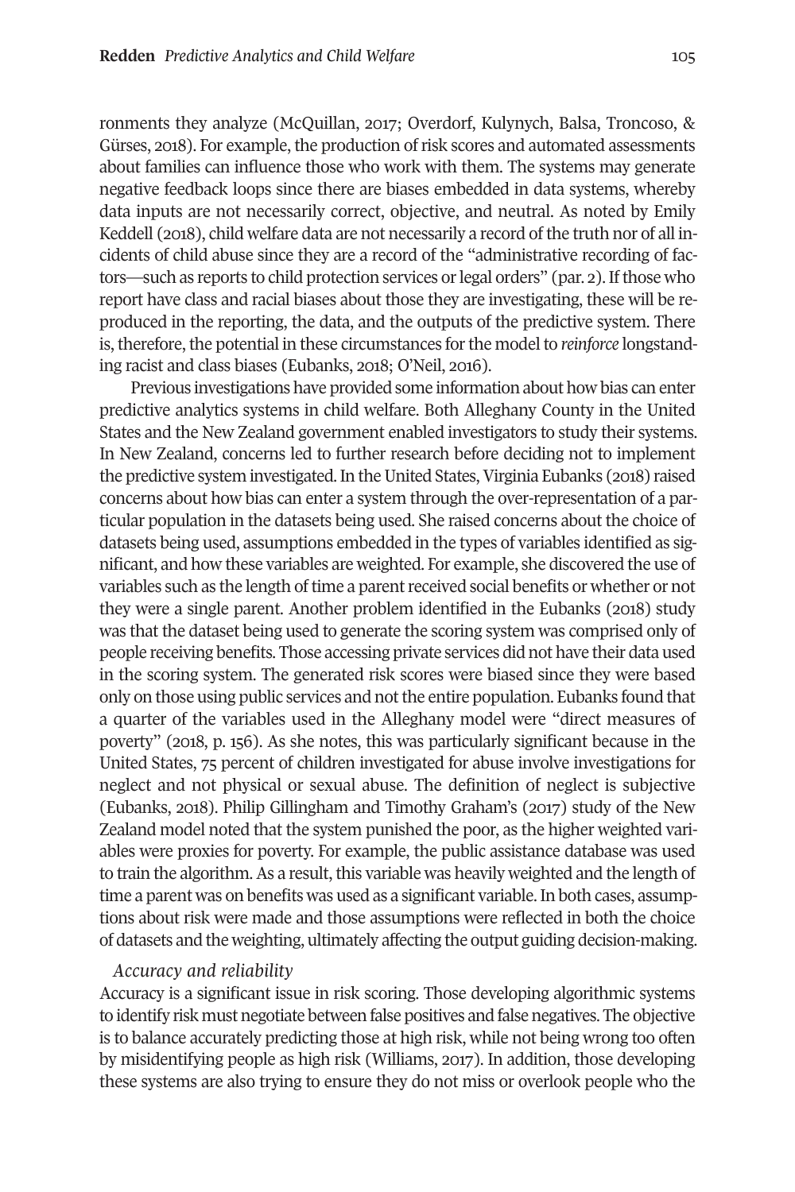ronments they analyze (McQuillan, 2017; Overdorf, Kulynych, Balsa, Troncoso, & Gürses, 2018). For example, the production of risk scores and automated assessments about families can influence those who work with them. The systems may generate negative feedback loops since there are biases embedded in data systems, whereby data inputs are not necessarily correct, objective, and neutral. As noted by Emily Keddell (2018), child welfare data are not necessarily a record of the truth nor of all incidents of child abuse since they are a record of the "administrative recording of factors—such as reports to child protection services or legal orders" (par. 2). If those who report have class and racial biases about those they are investigating, these will be reproduced in the reporting, the data, and the outputs of the predictive system. There is, therefore, the potential in these circumstances for the model to *reinforce* longstanding racist and class biases (Eubanks, 2018; O'Neil, 2016).

Previous investigations have provided some information about how bias can enter predictive analytics systems in child welfare. Both Alleghany County in the United States and the New Zealand government enabled investigators to study their systems. In New Zealand, concerns led to further research before deciding not to implement the predictive system investigated. In the United States, Virginia Eubanks (2018) raised concerns about how bias can enter a system through the over-representation of a particular population in the datasets being used. She raised concerns about the choice of datasets being used, assumptions embedded in the types of variables identified as significant, and how these variables are weighted. For example, she discovered the use of variables such as the length of time a parent received social benefits or whether or not they were a single parent. Another problem identified in the Eubanks (2018) study was that the dataset being used to generate the scoring system was comprised only of people receiving benefits. Those accessing private services did not have their data used in the scoring system. The generated risk scores were biased since they were based only on those using public services and not the entire population. Eubanks found that a quarter of the variables used in the Alleghany model were "direct measures of poverty" (2018, p. 156). As she notes, this was particularly significant because in the United States, 75 percent of children investigated for abuse involve investigations for neglect and not physical or sexual abuse. The definition of neglect is subjective (Eubanks, 2018). Philip Gillingham and Timothy Graham's (2017) study of the New Zealand model noted that the system punished the poor, as the higher weighted variables were proxies for poverty. For example, the public assistance database was used to train the algorithm. As a result, this variable was heavily weighted and the length of time a parent was on benefits was used as a significant variable. In both cases, assumptions about risk were made and those assumptions were reflected in both the choice of datasets and the weighting, ultimately affecting the output guiding decision-making.

### *Accuracy and reliability*

Accuracy is a significant issue in risk scoring. Those developing algorithmic systems to identify risk must negotiate between false positives and false negatives. The objective is to balance accurately predicting those at high risk, while not being wrong too often by misidentifying people as high risk (Williams, 2017). In addition, those developing these systems are also trying to ensure they do not miss or overlook people who the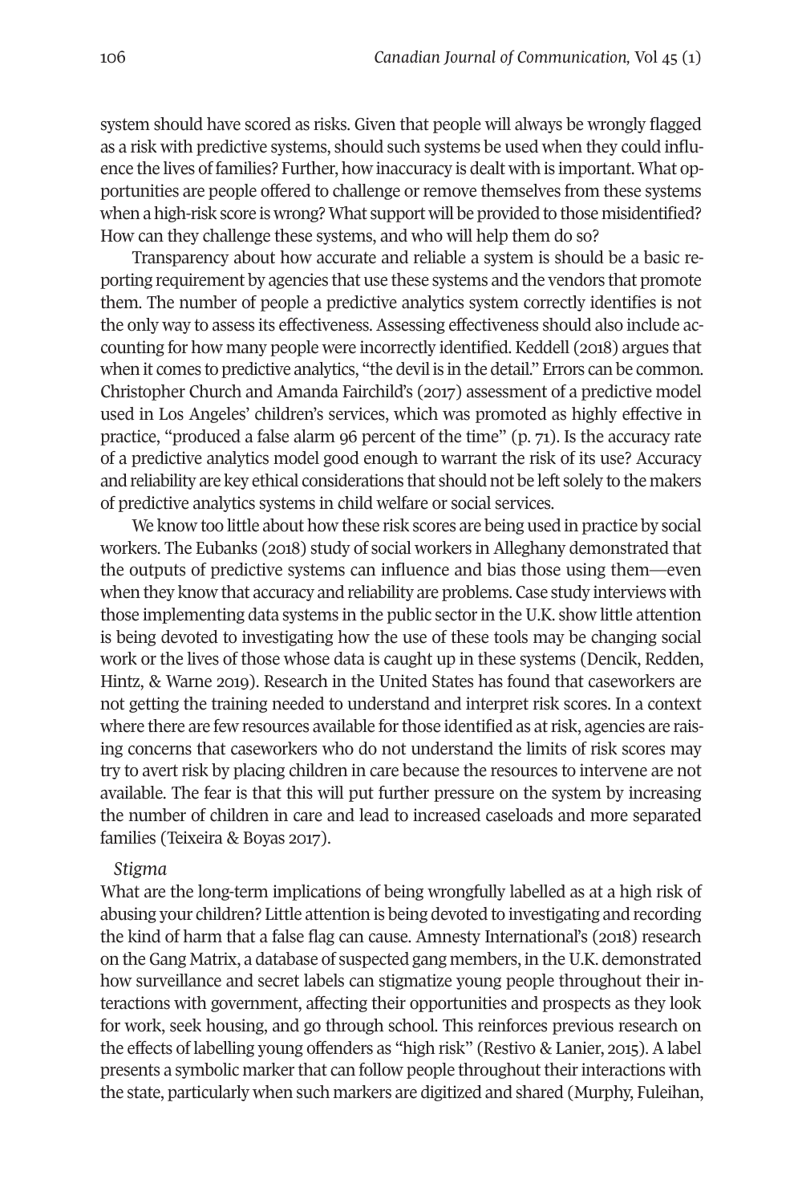system should have scored as risks. Given that people will always be wrongly flagged as a risk with predictive systems, should such systems be used when they could influence the lives of families? Further, how inaccuracy is dealt with is important. What opportunities are people offered to challenge or remove themselves from these systems when a high-risk score is wrong? What support will be provided to those misidentified? How can they challenge these systems, and who will help them do so?

Transparency about how accurate and reliable a system is should be a basic reporting requirement by agencies that use these systems and the vendors that promote them. The number of people a predictive analytics system correctly identifies is not the only way to assess its effectiveness. Assessing effectiveness should also include accounting for how many people were incorrectly identified. Keddell (2018) argues that when it comes to predictive analytics, "the devil is in the detail." Errors can be common. Christopher Church and Amanda Fairchild's (2017) assessment of a predictive model used in Los Angeles' children's services, which was promoted as highly effective in practice, "produced a false alarm 96 percent of the time" (p. 71). Is the accuracy rate of a predictive analytics model good enough to warrant the risk of its use? Accuracy and reliability are key ethical considerations that should not be left solely to the makers of predictive analytics systems in child welfare or social services.

We know too little about how these risk scores are being used in practice by social workers. The Eubanks (2018) study of social workers in Alleghany demonstrated that the outputs of predictive systems can influence and bias those using them—even when they know that accuracy and reliability are problems. Case study interviews with those implementing data systems in the public sector in the U.K. show little attention is being devoted to investigating how the use of these tools may be changing social work or the lives of those whose data is caught up in these systems (Dencik, Redden, Hintz, & Warne 2019). Research in the United States has found that caseworkers are not getting the training needed to understand and interpret risk scores. In a context where there are few resources available for those identified as at risk, agencies are raising concerns that caseworkers who do not understand the limits of risk scores may try to avert risk by placing children in care because the resources to intervene are not available. The fear is that this will put further pressure on the system by increasing the number of children in care and lead to increased caseloads and more separated families (Teixeira & Boyas 2017).

*Stigma*

What are the long-term implications of being wrongfully labelled as at a high risk of abusing your children? Little attention is being devoted to investigating and recording the kind of harm that a false flag can cause. Amnesty International's (2018) research on the Gang Matrix, a database of suspected gang members, in the U.K. demonstrated how surveillance and secret labels can stigmatize young people throughout their interactions with government, affecting their opportunities and prospects as they look for work, seek housing, and go through school. This reinforces previous research on the effects of labelling young offenders as "high risk" (Restivo & Lanier, 2015). A label presents a symbolic marker that can follow people throughout their interactions with the state, particularly when such markers are digitized and shared (Murphy, Fuleihan,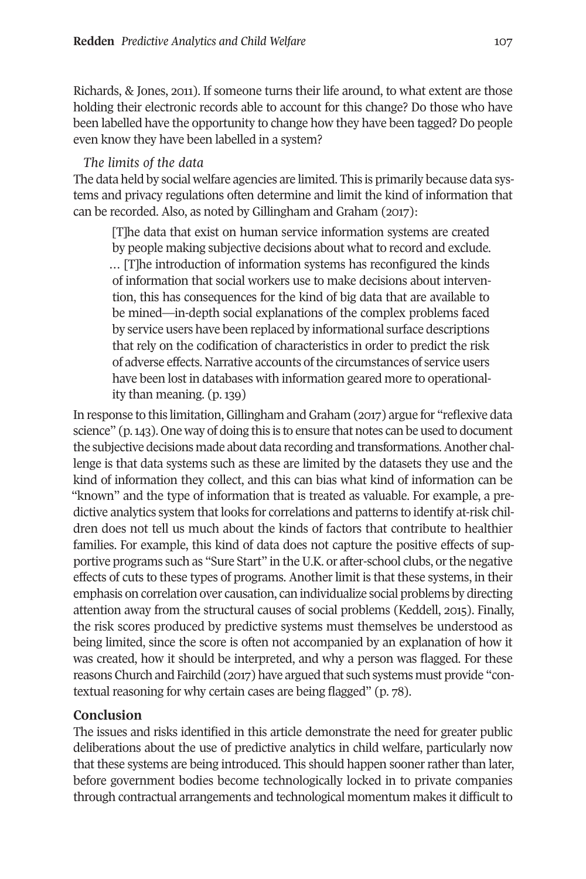Richards, & Jones, 2011). If someone turns their life around, to what extent are those holding their electronic records able to account for this change? Do those who have been labelled have the opportunity to change how they have been tagged? Do people even know they have been labelled in a system?

### *The limits of the data*

The data held by social welfare agencies are limited. This is primarily because data systems and privacy regulations often determine and limit the kind of information that can be recorded. Also, as noted by Gillingham and Graham (2017):

> [T]he data that exist on human service information systems are created by people making subjective decisions about what to record and exclude. … [T]he introduction of information systems has reconfigured the kinds of information that social workers use to make decisions about intervention, this has consequences for the kind of big data that are available to be mined—in-depth social explanations of the complex problems faced by service users have been replaced by informational surface descriptions that rely on the codification of characteristics in order to predict the risk of adverse effects. Narrative accounts of the circumstances of service users have been lost in databases with information geared more to operationality than meaning. (p. 139)

In response to this limitation, Gillingham and Graham (2017) argue for "reflexive data science" (p. 143). One way of doing this is to ensure that notes can be used to document the subjective decisions made about data recording and transformations. Another challenge is that data systems such as these are limited by the datasets they use and the kind of information they collect, and this can bias what kind of information can be "known" and the type of information that is treated as valuable. For example, a predictive analytics system that looks for correlations and patterns to identify at-risk children does not tell us much about the kinds of factors that contribute to healthier families. For example, this kind of data does not capture the positive effects of supportive programs such as "Sure Start" in the U.K. or after-school clubs, or the negative effects of cuts to these types of programs. Another limit is that these systems, in their emphasis on correlation over causation, can individualize social problems by directing attention away from the structural causes of social problems (Keddell, 2015). Finally, the risk scores produced by predictive systems must themselves be understood as being limited, since the score is often not accompanied by an explanation of how it was created, how it should be interpreted, and why a person was flagged. For these reasons Church and Fairchild (2017) have argued that such systems must provide "contextual reasoning for why certain cases are being flagged" (p. 78).

## Conclusion

The issues and risks identified in this article demonstrate the need for greater public deliberations about the use of predictive analytics in child welfare, particularly now that these systems are being introduced. This should happen sooner rather than later, before government bodies become technologically locked in to private companies through contractual arrangements and technological momentum makes it difficult to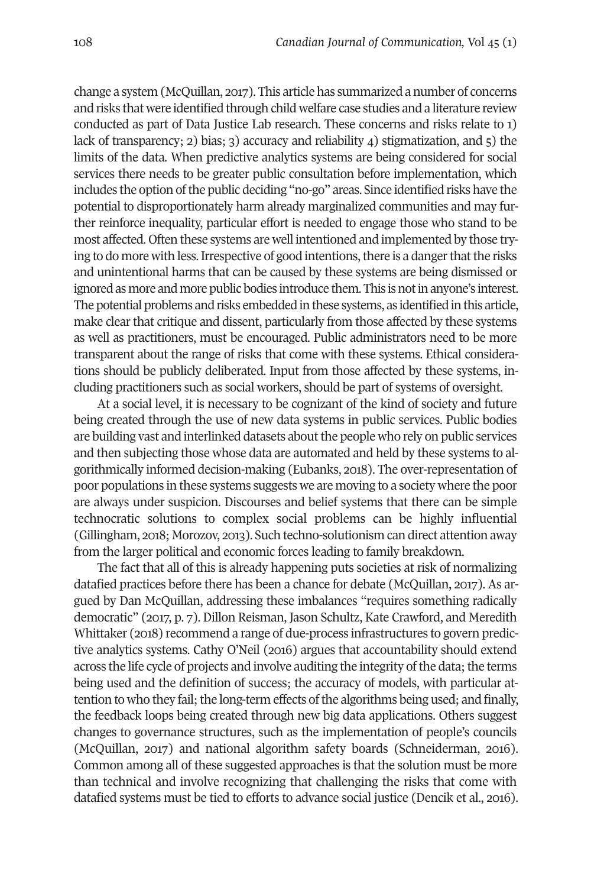change a system (McQuillan, 2017). This article has summarized a number of concerns and risks that were identified through child welfare case studies and a literature review conducted as part of Data Justice Lab research. These concerns and risks relate to 1) lack of transparency; 2) bias; 3) accuracy and reliability 4) stigmatization, and 5) the limits of the data. When predictive analytics systems are being considered for social services there needs to be greater public consultation before implementation, which includes the option of the public deciding "no-go" areas. Since identified risks have the potential to disproportionately harm already marginalized communities and may further reinforce inequality, particular effort is needed to engage those who stand to be most affected. Often these systems are well intentioned and implemented by those trying to do more with less. Irrespective of good intentions, there is a danger that the risks and unintentional harms that can be caused by these systems are being dismissed or ignored as more and more public bodies introduce them. This is not in anyone's interest. The potential problems and risks embedded in these systems, as identified in this article, make clear that critique and dissent, particularly from those affected by these systems as well as practitioners, must be encouraged. Public administrators need to be more transparent about the range of risks that come with these systems. Ethical considerations should be publicly deliberated. Input from those affected by these systems, including practitioners such as social workers, should be part of systems of oversight.

At a social level, it is necessary to be cognizant of the kind of society and future being created through the use of new data systems in public services. Public bodies are building vast and interlinked datasets about the people who rely on public services and then subjecting those whose data are automated and held by these systems to algorithmically informed decision-making (Eubanks, 2018). The over-representation of poor populations in these systems suggests we are moving to a society where the poor are always under suspicion. Discourses and belief systems that there can be simple technocratic solutions to complex social problems can be highly influential (Gillingham, 2018; Morozov, 2013). Such techno-solutionism can direct attention away from the larger political and economic forces leading to family breakdown.

The fact that all of this is already happening puts societies at risk of normalizing datafied practices before there has been a chance for debate (McQuillan, 2017). As argued by Dan McQuillan, addressing these imbalances "requires something radically democratic" (2017, p. 7). Dillon Reisman, Jason Schultz, Kate Crawford, and Meredith Whittaker (2018) recommend a range of due-process infrastructures to govern predictive analytics systems. Cathy O'Neil (2016) argues that accountability should extend across the life cycle of projects and involve auditing the integrity of the data; the terms being used and the definition of success; the accuracy of models, with particular attention to who they fail; the long-term effects of the algorithms being used; and finally, the feedback loops being created through new big data applications. Others suggest changes to governance structures, such as the implementation of people's councils (McQuillan, 2017) and national algorithm safety boards (Schneiderman, 2016). Common among all of these suggested approaches is that the solution must be more than technical and involve recognizing that challenging the risks that come with datafied systems must be tied to efforts to advance social justice (Dencik et al., 2016).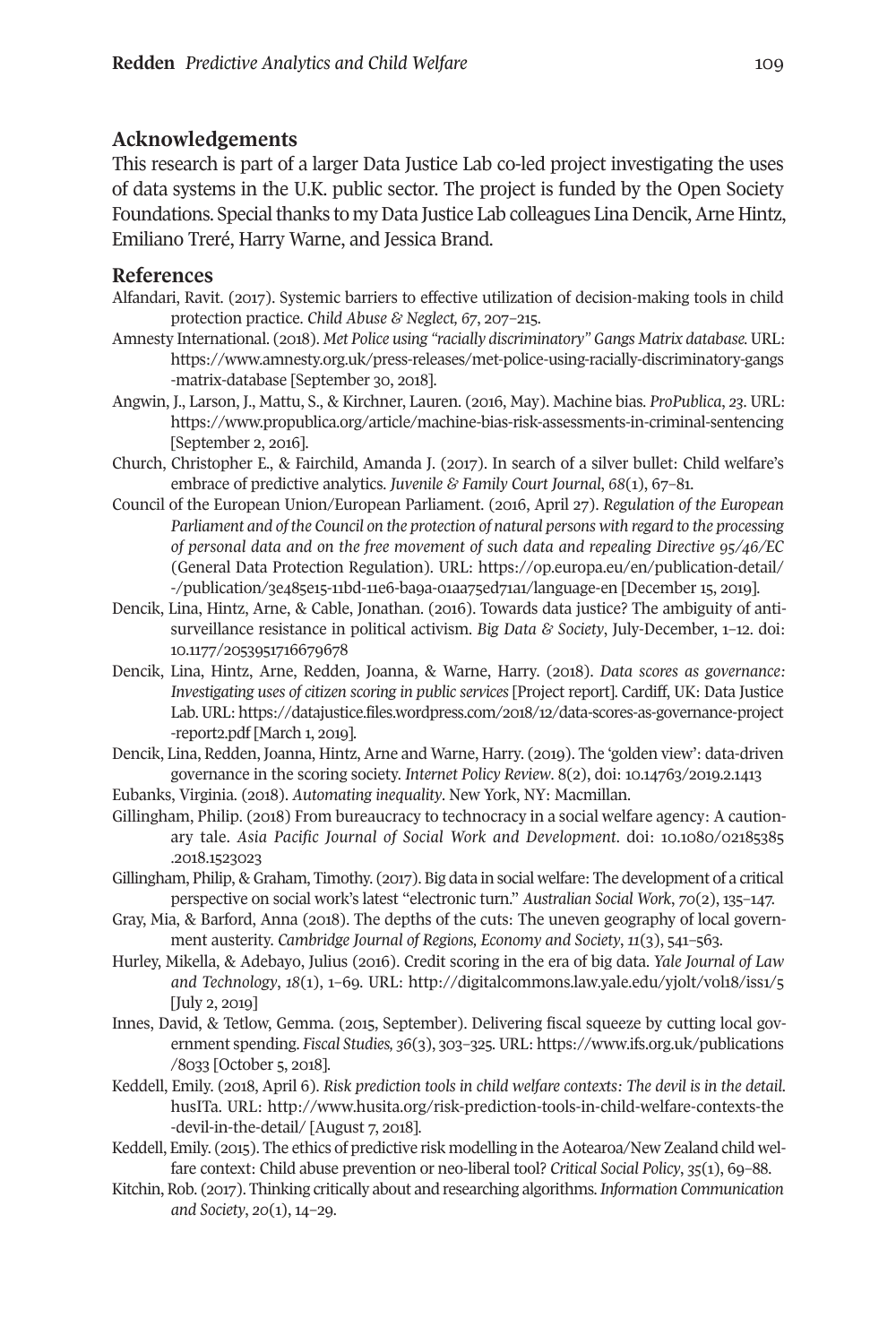## Acknowledgements

This research is part of a larger Data Justice Lab co-led project investigating the uses of data systems in the U.K. public sector. The project is funded by the Open Society Foundations. Special thanks to my Data Justice Lab colleagues Lina Dencik, Arne Hintz, Emiliano Treré, Harry Warne, and Jessica Brand.

## References

Alfandari, Ravit. (2017). Systemic barriers to effective utilization of decision-making tools in child protection practice. *Child Abuse & Neglect, 67*, 207–215.

Amnesty International. (2018). *Met Police using "racially discriminatory" Gangs Matrix database.* URL: https://www.amnesty.org.uk/press-releases/met-police-using-racially-discriminatory-gangs-matrix-database [September 30, 2018].

Angwin, J., Larson, J., Mattu, S., & Kirchner, Lauren. (2016, May). Machine bias. *ProPublica*, *23*. URL: https://www.propublica.org/article/machine-bias-risk-assessments-in-criminal-sentencing [September 2, 2016].

Church, Christopher E., & Fairchild, Amanda J. (2017). In search of a silver bullet: Child welfare's embrace of predictive analytics. *Juvenile & Family Court Journal*, *68*(1), 67–81.

Council of the European Union/European Parliament. (2016, April 27). *Regulation of the European Parliament and of the Council on the protection of natural persons with regard to the processing of personal data and on the free movement of such data and repealing Directive 95/46/EC* (General Data Protection Regulation). URL: https://op.europa.eu/en/publication-detail/-/publication/3e485e15-11bd-11e6-ba9a-01aa75ed71a1/language-en [December 15, 2019].

Dencik, Lina, Hintz, Arne, & Cable, Jonathan. (2016). Towards data justice? The ambiguity of anti-surveillance resistance in political activism. *Big Data & Society*, July-December, 1–12. doi: 10.1177/2053951716679678

Dencik, Lina, Hintz, Arne, Redden, Joanna, & Warne, Harry. (2018). *Data scores as governance: Investigating uses of citizen scoring in public services* [Project report]. Cardiff, UK: Data Justice Lab. URL: https://datajustice.files.wordpress.com/2018/12/data-scores-as-governance-project-report2.pdf [March 1, 2019].

Dencik, Lina, Redden, Joanna, Hintz, Arne and Warne, Harry. (2019). The 'golden view': data-driven governance in the scoring society. *Internet Policy Review*. 8(2), doi: 10.14763/2019.2.1413

Eubanks, Virginia. (2018). *Automating inequality*. New York, NY: Macmillan.

Gillingham, Philip. (2018) From bureaucracy to technocracy in a social welfare agency: A cautionary tale. *Asia Pacific Journal of Social Work and Development*. doi: 10.1080/02185385.2018.1523023

Gillingham, Philip, & Graham, Timothy. (2017). Big data in social welfare: The development of a critical perspective on social work's latest "electronic turn." *Australian Social Work*, *70*(2), 135–147.

Gray, Mia, & Barford, Anna (2018). The depths of the cuts: The uneven geography of local government austerity. *Cambridge Journal of Regions, Economy and Society*, *11*(3), 541–563.

Hurley, Mikella, & Adebayo, Julius (2016). Credit scoring in the era of big data. *Yale Journal of Law and Technology*, *18*(1), 1–69. URL: http://digitalcommons.law.yale.edu/yjolt/vol18/iss1/5 [July 2, 2019]

Innes, David, & Tetlow, Gemma. (2015, September). Delivering fiscal squeeze by cutting local government spending. *Fiscal Studies, 36*(3), 303–325. URL: https://www.ifs.org.uk/publications/8033 [October 5, 2018].

Keddell, Emily. (2018, April 6). *Risk prediction tools in child welfare contexts: The devil is in the detail.* husITa. URL: http://www.husita.org/risk-prediction-tools-in-child-welfare-contexts-the-devil-in-the-detail/ [August 7, 2018].

Keddell, Emily. (2015). The ethics of predictive risk modelling in the Aotearoa/New Zealand child welfare context: Child abuse prevention or neo-liberal tool? *Critical Social Policy*, *35*(1), 69–88.

Kitchin, Rob. (2017). Thinking critically about and researching algorithms. *Information Communication and Society*, *20*(1), 14–29.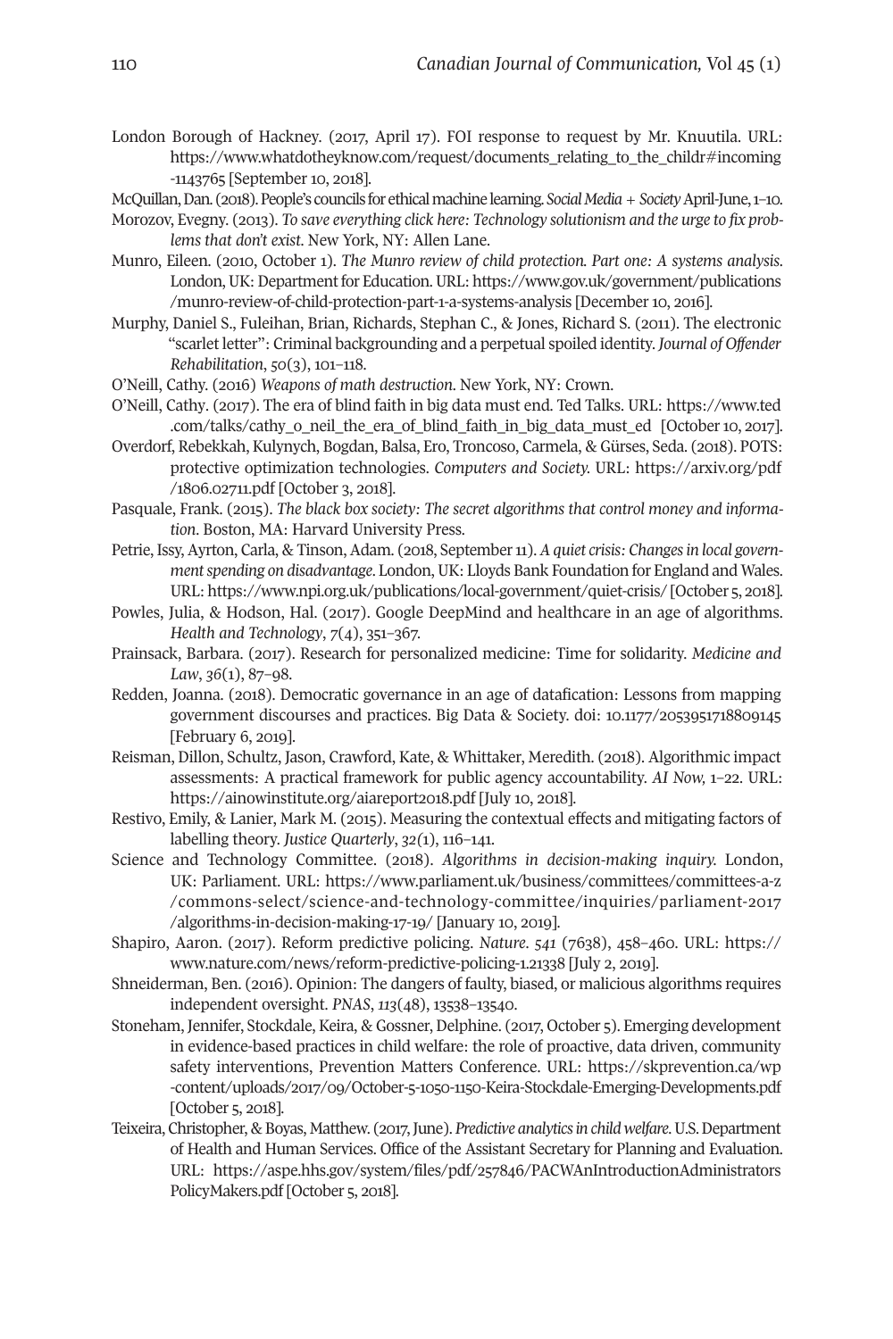London Borough of Hackney. (2017, April 17). FOI response to request by Mr. Knuutila. URL: https://www.whatdotheyknow.com/request/documents_relating_to_the_childr#incoming-1143765 [September 10, 2018].

McQuillan, Dan. (2018). People's councils for ethical machine learning. *Social Media + Society* April-June, 1–10.

Morozov, Evegny. (2013). *To save everything click here: Technology solutionism and the urge to fix problems that don't exist*. New York, NY: Allen Lane.

Munro, Eileen. (2010, October 1). *The Munro review of child protection. Part one: A systems analysis*. London, UK: Department for Education. URL: https://www.gov.uk/government/publications/munro-review-of-child-protection-part-1-a-systems-analysis [December 10, 2016].

Murphy, Daniel S., Fuleihan, Brian, Richards, Stephan C., & Jones, Richard S. (2011). The electronic "scarlet letter": Criminal backgrounding and a perpetual spoiled identity. *Journal of Offender Rehabilitation*, *50*(3), 101–118.

O'Neill, Cathy. (2016) *Weapons of math destruction*. New York, NY: Crown.

O'Neill, Cathy. (2017). The era of blind faith in big data must end. Ted Talks. URL: https://www.ted.com/talks/cathy_o_neil_the_era_of_blind_faith_in_big_data_must_ed [October 10, 2017].

Overdorf, Rebekkah, Kulynych, Bogdan, Balsa, Ero, Troncoso, Carmela, & Gürses, Seda. (2018). POTS: protective optimization technologies. *Computers and Society*. URL: https://arxiv.org/pdf/1806.02711.pdf [October 3, 2018].

Pasquale, Frank. (2015). *The black box society: The secret algorithms that control money and information*. Boston, MA: Harvard University Press.

Petrie, Issy, Ayrton, Carla, & Tinson, Adam. (2018, September 11). *A quiet crisis: Changes in local government spending on disadvantage*. London, UK: Lloyds Bank Foundation for England and Wales. URL: https://www.npi.org.uk/publications/local-government/quiet-crisis/ [October 5, 2018].

Powles, Julia, & Hodson, Hal. (2017). Google DeepMind and healthcare in an age of algorithms. *Health and Technology*, *7*(4), 351–367.

Prainsack, Barbara. (2017). Research for personalized medicine: Time for solidarity. *Medicine and Law*, *36*(1), 87–98.

Redden, Joanna. (2018). Democratic governance in an age of datafication: Lessons from mapping government discourses and practices. Big Data & Society. doi: 10.1177/2053951718809145 [February 6, 2019].

Reisman, Dillon, Schultz, Jason, Crawford, Kate, & Whittaker, Meredith. (2018). Algorithmic impact assessments: A practical framework for public agency accountability. *AI Now,* 1–22. URL: https://ainowinstitute.org/aiareport2018.pdf [July 10, 2018].

Restivo, Emily, & Lanier, Mark M. (2015). Measuring the contextual effects and mitigating factors of labelling theory. *Justice Quarterly*, *32(*1), 116–141.

Science and Technology Committee. (2018). *Algorithms in decision-making inquiry*. London, UK: Parliament. URL: https://www.parliament.uk/business/committees/committees-a-z/commons-select/science-and-technology-committee/inquiries/parliament-2017/algorithms-in-decision-making-17-19/ [January 10, 2019].

Shapiro, Aaron. (2017). Reform predictive policing. *Nature*. *541* (7638), 458–460. URL: https://www.nature.com/news/reform-predictive-policing-1.21338 [July 2, 2019].

Shneiderman, Ben. (2016). Opinion: The dangers of faulty, biased, or malicious algorithms requires independent oversight. *PNAS*, *113*(48), 13538–13540.

Stoneham, Jennifer, Stockdale, Keira, & Gossner, Delphine. (2017, October 5). Emerging development in evidence-based practices in child welfare: the role of proactive, data driven, community safety interventions, Prevention Matters Conference. URL: https://skprevention.ca/wp-content/uploads/2017/09/October-5-1050-1150-Keira-Stockdale-Emerging-Developments.pdf [October 5, 2018].

Teixeira, Christopher, & Boyas, Matthew. (2017, June). *Predictive analytics in child welfare*. U.S. Department of Health and Human Services. Office of the Assistant Secretary for Planning and Evaluation. URL: https://aspe.hhs.gov/system/files/pdf/257846/PACWAnIntroductionAdministratorsPolicyMakers.pdf [October 5, 2018].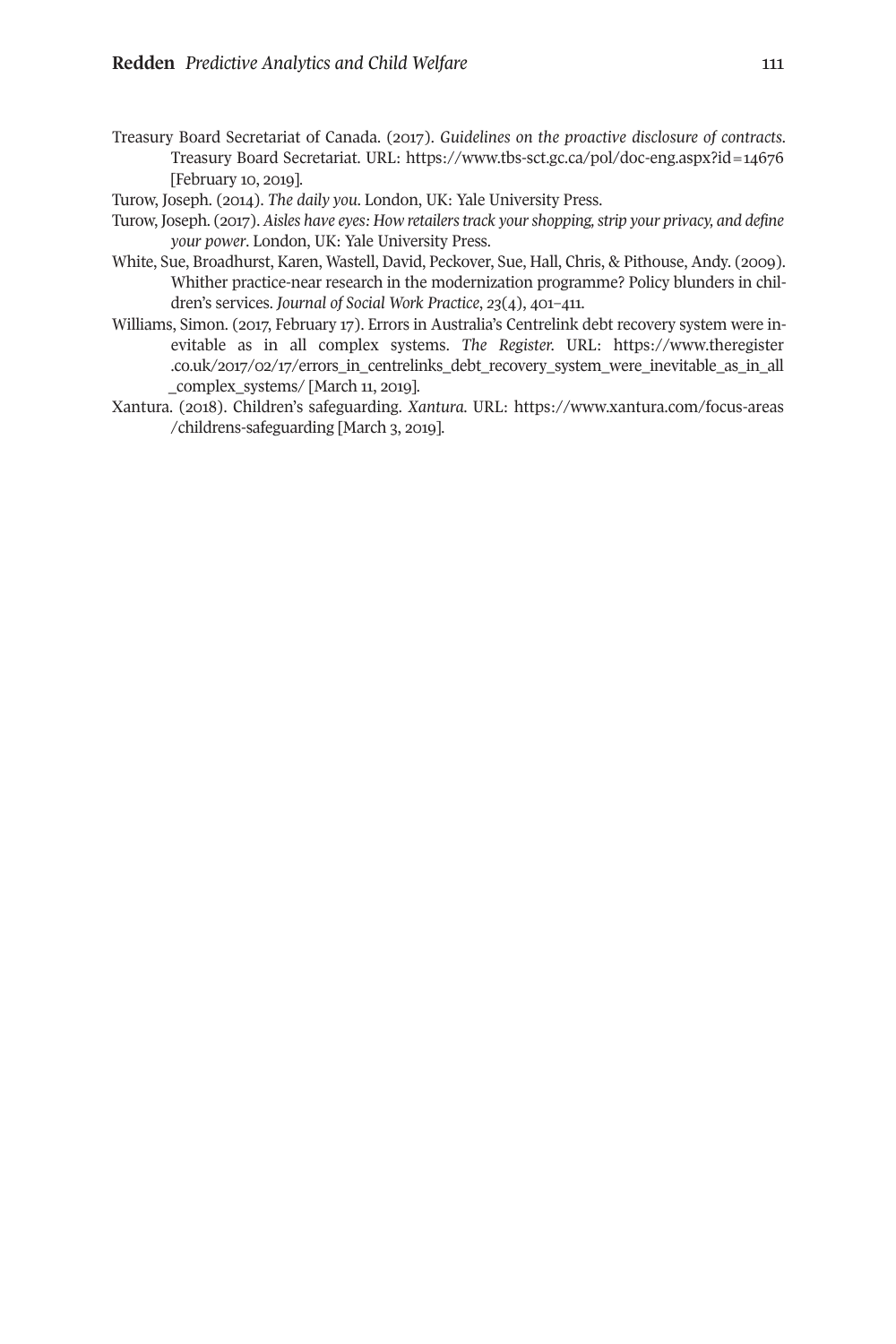Treasury Board Secretariat of Canada. (2017). *Guidelines on the proactive disclosure of contracts*. Treasury Board Secretariat. URL: https://www.tbs-sct.gc.ca/pol/doc-eng.aspx?id=14676 [February 10, 2019].

Turow, Joseph. (2014). *The daily you*. London, UK: Yale University Press.

Turow, Joseph. (2017). *Aisles have eyes: How retailers track your shopping, strip your privacy, and define your power*. London, UK: Yale University Press.

White, Sue, Broadhurst, Karen, Wastell, David, Peckover, Sue, Hall, Chris, & Pithouse, Andy. (2009). Whither practice-near research in the modernization programme? Policy blunders in children's services. *Journal of Social Work Practice*, *23*(4), 401–411.

Williams, Simon. (2017, February 17). Errors in Australia's Centrelink debt recovery system were inevitable as in all complex systems. *The Register*. URL: https://www.theregister.co.uk/2017/02/17/errors_in_centrelinks_debt_recovery_system_were_inevitable_as_in_all_complex_systems/ [March 11, 2019].

Xantura. (2018). Children's safeguarding. *Xantura*. URL: https://www.xantura.com/focus-areas/childrens-safeguarding [March 3, 2019].